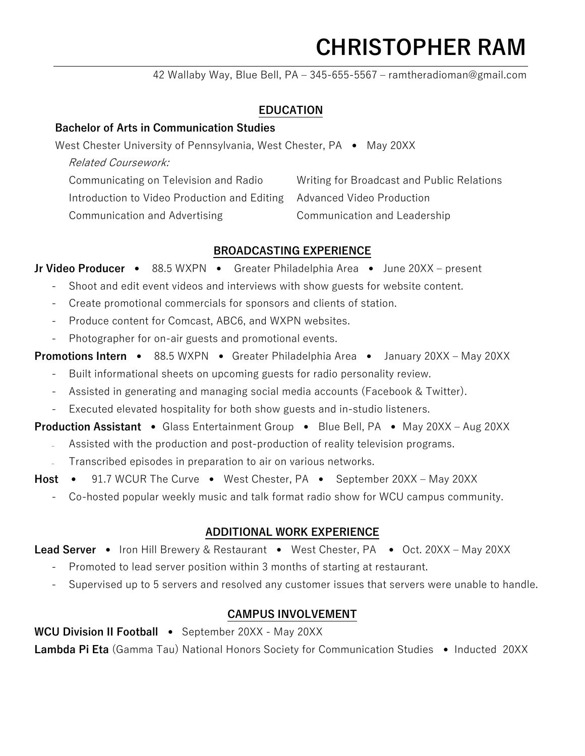# CHRISTOPHER RAM

42 Wallaby Way, Blue Bell, PA – 345-655-5567 – ramtheradioman@gmail.com

## EDUCATION

**Bachelor of Arts in Communication Studies**

West Chester University of Pennsylvania, West Chester, PA • May 20XX

*Related Coursework:*

- Communicating on Television and Radio
- Writing for Broadcast and Public Relations
- Introduction to Video Production and Editing
- Advanced Video Production
- Communication and Advertising
- Communication and Leadership

## BROADCASTING EXPERIENCE

**Jr Video Producer** • 88.5 WXPN • Greater Philadelphia Area • June 20XX – present

- Shoot and edit event videos and interviews with show guests for website content.
- Create promotional commercials for sponsors and clients of station.
- Produce content for Comcast, ABC6, and WXPN websites.
- Photographer for on-air guests and promotional events.

**Promotions Intern** • 88.5 WXPN • Greater Philadelphia Area • January 20XX – May 20XX

- Built informational sheets on upcoming guests for radio personality review.
- Assisted in generating and managing social media accounts (Facebook & Twitter).
- Executed elevated hospitality for both show guests and in-studio listeners.

**Production Assistant** • Glass Entertainment Group • Blue Bell, PA • May 20XX – Aug 20XX

- Assisted with the production and post-production of reality television programs.
- Transcribed episodes in preparation to air on various networks.

**Host** • 91.7 WCUR The Curve • West Chester, PA • September 20XX – May 20XX

- Co-hosted popular weekly music and talk format radio show for WCU campus community.

## ADDITIONAL WORK EXPERIENCE

**Lead Server** • Iron Hill Brewery & Restaurant • West Chester, PA • Oct. 20XX – May 20XX

- Promoted to lead server position within 3 months of starting at restaurant.
- Supervised up to 5 servers and resolved any customer issues that servers were unable to handle.

## CAMPUS INVOLVEMENT

**WCU Division II Football** • September 20XX - May 20XX

**Lambda Pi Eta** (Gamma Tau) National Honors Society for Communication Studies • Inducted 20XX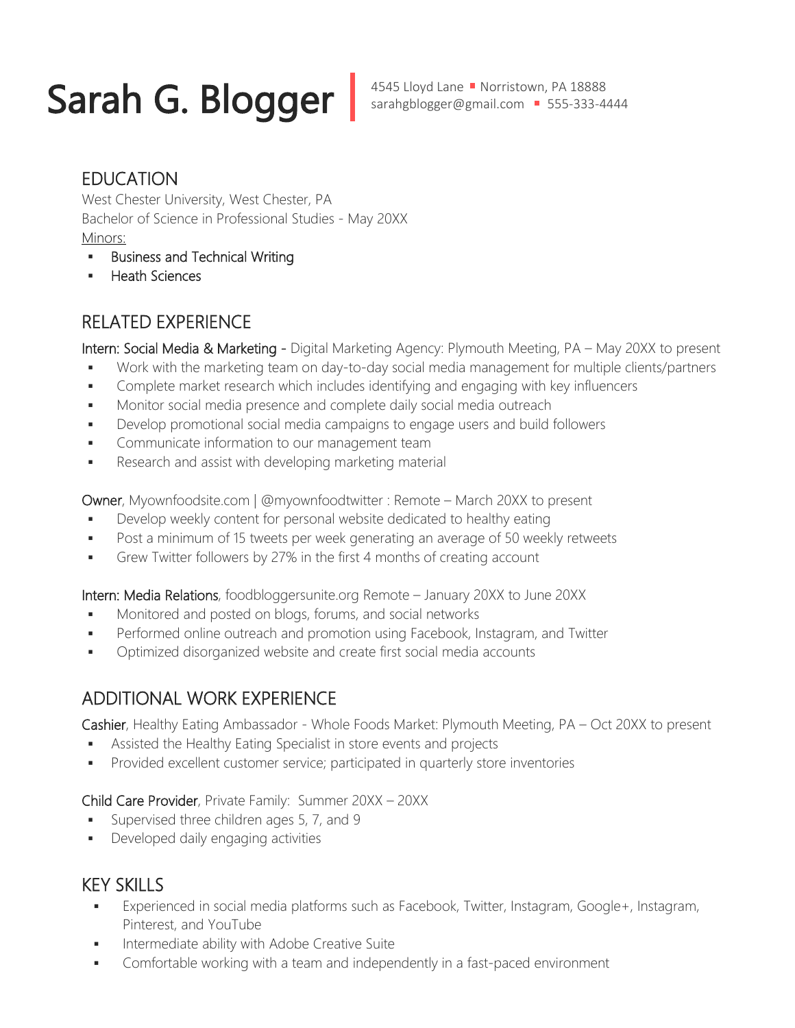# Sarah G. Blogger

4545 Lloyd Lane ▪ Norristown, PA 18888
sarahgblogger@gmail.com ▪ 555-333-4444

## EDUCATION

West Chester University, West Chester, PA
Bachelor of Science in Professional Studies - May 20XX
Minors:

- Business and Technical Writing
- Heath Sciences

## RELATED EXPERIENCE

Intern: Social Media & Marketing - Digital Marketing Agency: Plymouth Meeting, PA – May 20XX to present

- Work with the marketing team on day-to-day social media management for multiple clients/partners
- Complete market research which includes identifying and engaging with key influencers
- Monitor social media presence and complete daily social media outreach
- Develop promotional social media campaigns to engage users and build followers
- Communicate information to our management team
- Research and assist with developing marketing material

Owner, Myownfoodsite.com | @myownfoodtwitter : Remote – March 20XX to present

- Develop weekly content for personal website dedicated to healthy eating
- Post a minimum of 15 tweets per week generating an average of 50 weekly retweets
- Grew Twitter followers by 27% in the first 4 months of creating account

Intern: Media Relations, foodbloggersunite.org Remote – January 20XX to June 20XX

- Monitored and posted on blogs, forums, and social networks
- Performed online outreach and promotion using Facebook, Instagram, and Twitter
- Optimized disorganized website and create first social media accounts

## ADDITIONAL WORK EXPERIENCE

Cashier, Healthy Eating Ambassador - Whole Foods Market: Plymouth Meeting, PA – Oct 20XX to present

- Assisted the Healthy Eating Specialist in store events and projects
- Provided excellent customer service; participated in quarterly store inventories

Child Care Provider, Private Family: Summer 20XX – 20XX

- Supervised three children ages 5, 7, and 9
- Developed daily engaging activities

## KEY SKILLS

- Experienced in social media platforms such as Facebook, Twitter, Instagram, Google+, Instagram, Pinterest, and YouTube
- Intermediate ability with Adobe Creative Suite
- Comfortable working with a team and independently in a fast-paced environment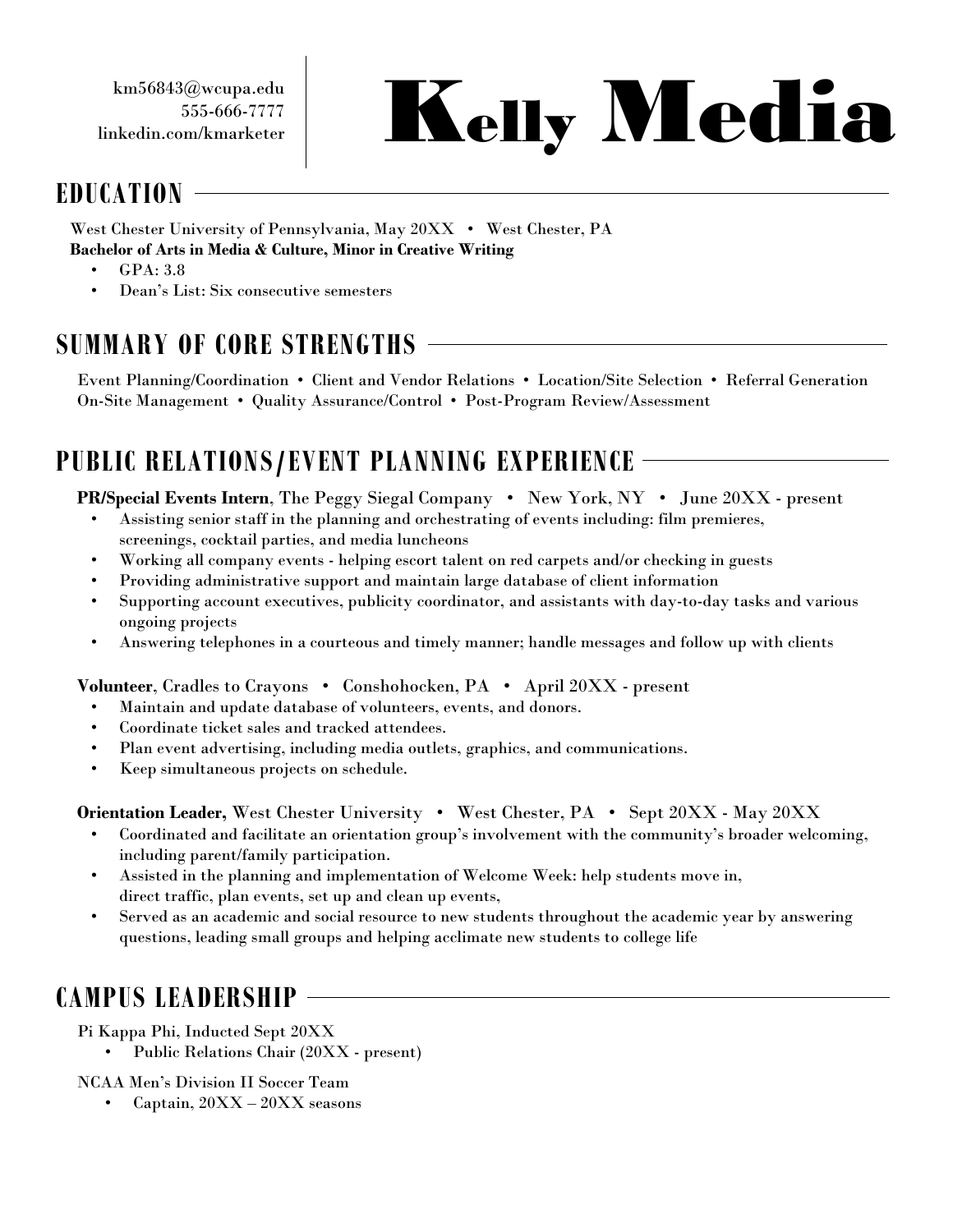km56843@wcupa.edu
555-666-7777
linkedin.com/kmarketer

# Kelly Media

## EDUCATION

West Chester University of Pennsylvania, May 20XX • West Chester, PA
**Bachelor of Arts in Media & Culture, Minor in Creative Writing**

- GPA: 3.8
- Dean's List: Six consecutive semesters

## SUMMARY OF CORE STRENGTHS

Event Planning/Coordination • Client and Vendor Relations • Location/Site Selection • Referral Generation
On-Site Management • Quality Assurance/Control • Post-Program Review/Assessment

## PUBLIC RELATIONS/EVENT PLANNING EXPERIENCE

**PR/Special Events Intern**, The Peggy Siegal Company • New York, NY • June 20XX - present

- Assisting senior staff in the planning and orchestrating of events including: film premieres, screenings, cocktail parties, and media luncheons
- Working all company events - helping escort talent on red carpets and/or checking in guests
- Providing administrative support and maintain large database of client information
- Supporting account executives, publicity coordinator, and assistants with day-to-day tasks and various ongoing projects
- Answering telephones in a courteous and timely manner; handle messages and follow up with clients

**Volunteer**, Cradles to Crayons • Conshohocken, PA • April 20XX - present

- Maintain and update database of volunteers, events, and donors.
- Coordinate ticket sales and tracked attendees.
- Plan event advertising, including media outlets, graphics, and communications.
- Keep simultaneous projects on schedule.

**Orientation Leader,** West Chester University • West Chester, PA • Sept 20XX - May 20XX

- Coordinated and facilitate an orientation group's involvement with the community's broader welcoming, including parent/family participation.
- Assisted in the planning and implementation of Welcome Week: help students move in, direct traffic, plan events, set up and clean up events,
- Served as an academic and social resource to new students throughout the academic year by answering questions, leading small groups and helping acclimate new students to college life

## CAMPUS LEADERSHIP

Pi Kappa Phi, Inducted Sept 20XX

- Public Relations Chair (20XX - present)

NCAA Men's Division II Soccer Team

- Captain, 20XX – 20XX seasons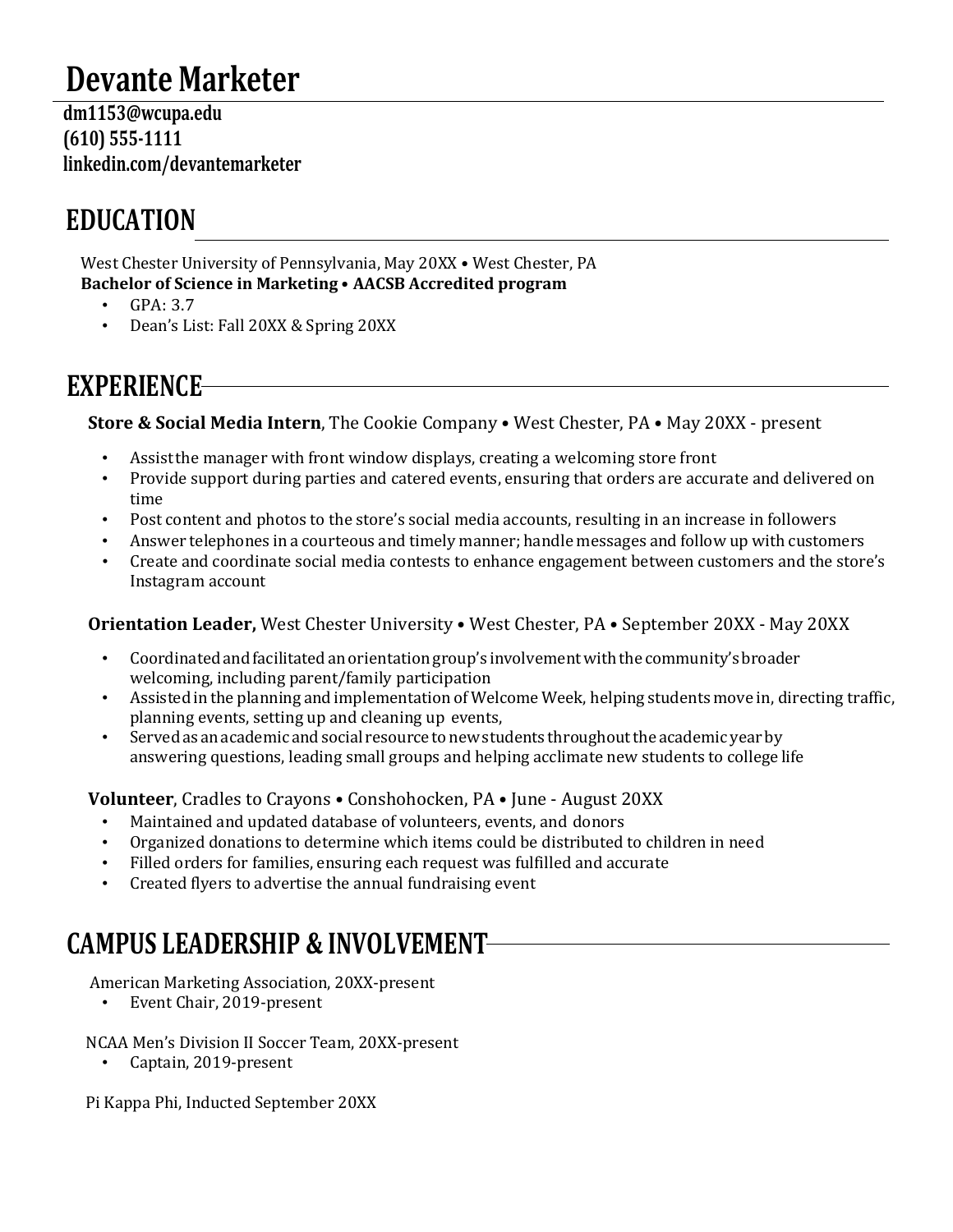# Devante Marketer

**dm1153@wcupa.edu**
**(610) 555-1111**
**linkedin.com/devantemarketer**

## EDUCATION

West Chester University of Pennsylvania, May 20XX • West Chester, PA
**Bachelor of Science in Marketing • AACSB Accredited program**

- GPA: 3.7
- Dean's List: Fall 20XX & Spring 20XX

## EXPERIENCE

**Store & Social Media Intern**, The Cookie Company • West Chester, PA • May 20XX - present

- Assist the manager with front window displays, creating a welcoming store front
- Provide support during parties and catered events, ensuring that orders are accurate and delivered on time
- Post content and photos to the store's social media accounts, resulting in an increase in followers
- Answer telephones in a courteous and timely manner; handle messages and follow up with customers
- Create and coordinate social media contests to enhance engagement between customers and the store's Instagram account

**Orientation Leader,** West Chester University • West Chester, PA • September 20XX - May 20XX

- Coordinated and facilitated an orientation group's involvement with the community's broader welcoming, including parent/family participation
- Assisted in the planning and implementation of Welcome Week, helping students move in, directing traffic, planning events, setting up and cleaning up events,
- Served as an academic and social resource to new students throughout the academic year by answering questions, leading small groups and helping acclimate new students to college life

**Volunteer**, Cradles to Crayons • Conshohocken, PA • June - August 20XX

- Maintained and updated database of volunteers, events, and donors
- Organized donations to determine which items could be distributed to children in need
- Filled orders for families, ensuring each request was fulfilled and accurate
- Created flyers to advertise the annual fundraising event

## CAMPUS LEADERSHIP & INVOLVEMENT

American Marketing Association, 20XX-present

- Event Chair, 2019-present

NCAA Men's Division II Soccer Team, 20XX-present

- Captain, 2019-present

Pi Kappa Phi, Inducted September 20XX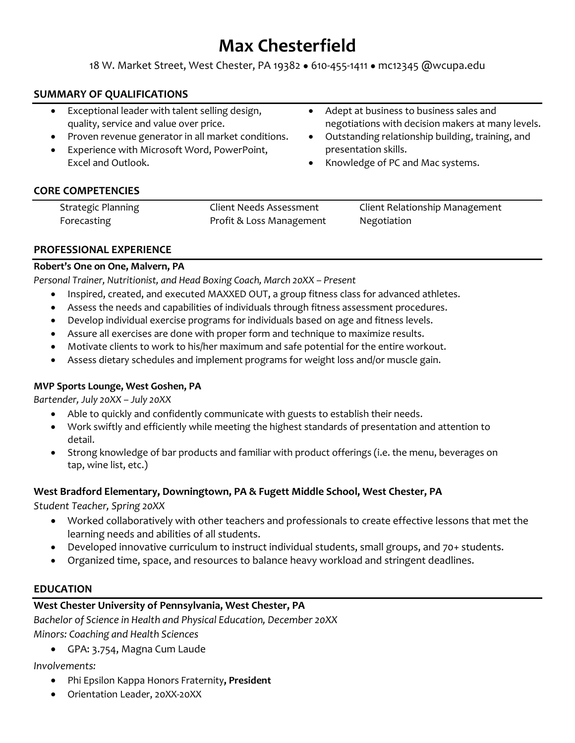# Max Chesterfield

18 W. Market Street, West Chester, PA 19382 • 610-455-1411 • mc12345 @wcupa.edu

## SUMMARY OF QUALIFICATIONS

- Exceptional leader with talent selling design, quality, service and value over price.
- Proven revenue generator in all market conditions.
- Experience with Microsoft Word, PowerPoint, Excel and Outlook.
- Adept at business to business sales and negotiations with decision makers at many levels.
- Outstanding relationship building, training, and presentation skills.
- Knowledge of PC and Mac systems.

## CORE COMPETENCIES

Strategic Planning
Forecasting
Client Needs Assessment
Profit & Loss Management
Client Relationship Management
Negotiation

## PROFESSIONAL EXPERIENCE

**Robert's One on One, Malvern, PA**
*Personal Trainer, Nutritionist, and Head Boxing Coach, March 20XX – Present*

- Inspired, created, and executed MAXXED OUT, a group fitness class for advanced athletes.
- Assess the needs and capabilities of individuals through fitness assessment procedures.
- Develop individual exercise programs for individuals based on age and fitness levels.
- Assure all exercises are done with proper form and technique to maximize results.
- Motivate clients to work to his/her maximum and safe potential for the entire workout.
- Assess dietary schedules and implement programs for weight loss and/or muscle gain.

**MVP Sports Lounge, West Goshen, PA**
*Bartender, July 20XX – July 20XX*

- Able to quickly and confidently communicate with guests to establish their needs.
- Work swiftly and efficiently while meeting the highest standards of presentation and attention to detail.
- Strong knowledge of bar products and familiar with product offerings (i.e. the menu, beverages on tap, wine list, etc.)

**West Bradford Elementary, Downingtown, PA & Fugett Middle School, West Chester, PA**
*Student Teacher, Spring 20XX*

- Worked collaboratively with other teachers and professionals to create effective lessons that met the learning needs and abilities of all students.
- Developed innovative curriculum to instruct individual students, small groups, and 70+ students.
- Organized time, space, and resources to balance heavy workload and stringent deadlines.

## EDUCATION

**West Chester University of Pennsylvania, West Chester, PA**
*Bachelor of Science in Health and Physical Education, December 20XX*
*Minors: Coaching and Health Sciences*

- GPA: 3.754, Magna Cum Laude

*Involvements:*

- Phi Epsilon Kappa Honors Fraternity**, President**
- Orientation Leader, 20XX-20XX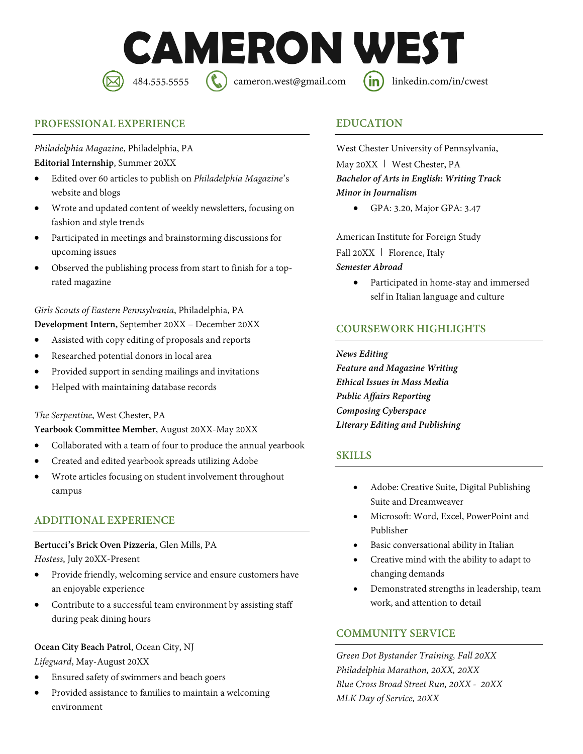# CAMERON WEST

484.555.5555 | cameron.west@gmail.com | linkedin.com/in/cwest

## PROFESSIONAL EXPERIENCE

*Philadelphia Magazine*, Philadelphia, PA
**Editorial Internship**, Summer 20XX

- Edited over 60 articles to publish on *Philadelphia Magazine*'s website and blogs
- Wrote and updated content of weekly newsletters, focusing on fashion and style trends
- Participated in meetings and brainstorming discussions for upcoming issues
- Observed the publishing process from start to finish for a top-rated magazine

*Girls Scouts of Eastern Pennsylvania*, Philadelphia, PA
**Development Intern,** September 20XX – December 20XX

- Assisted with copy editing of proposals and reports
- Researched potential donors in local area
- Provided support in sending mailings and invitations
- Helped with maintaining database records

*The Serpentine*, West Chester, PA
**Yearbook Committee Member**, August 20XX-May 20XX

- Collaborated with a team of four to produce the annual yearbook
- Created and edited yearbook spreads utilizing Adobe
- Wrote articles focusing on student involvement throughout campus

## ADDITIONAL EXPERIENCE

**Bertucci's Brick Oven Pizzeria**, Glen Mills, PA
*Hostess*, July 20XX-Present

- Provide friendly, welcoming service and ensure customers have an enjoyable experience
- Contribute to a successful team environment by assisting staff during peak dining hours

**Ocean City Beach Patrol**, Ocean City, NJ
*Lifeguard*, May-August 20XX

- Ensured safety of swimmers and beach goers
- Provided assistance to families to maintain a welcoming environment

## EDUCATION

West Chester University of Pennsylvania,
May 20XX | West Chester, PA
***Bachelor of Arts in English: Writing Track***
***Minor in Journalism***

- GPA: 3.20, Major GPA: 3.47

American Institute for Foreign Study
Fall 20XX | Florence, Italy
***Semester Abroad***

- Participated in home-stay and immersed self in Italian language and culture

## COURSEWORK HIGHLIGHTS

***News Editing***
***Feature and Magazine Writing***
***Ethical Issues in Mass Media***
***Public Affairs Reporting***
***Composing Cyberspace***
***Literary Editing and Publishing***

## SKILLS

- Adobe: Creative Suite, Digital Publishing Suite and Dreamweaver
- Microsoft: Word, Excel, PowerPoint and Publisher
- Basic conversational ability in Italian
- Creative mind with the ability to adapt to changing demands
- Demonstrated strengths in leadership, team work, and attention to detail

## COMMUNITY SERVICE

*Green Dot Bystander Training, Fall 20XX*
*Philadelphia Marathon, 20XX, 20XX*
*Blue Cross Broad Street Run, 20XX - 20XX*
*MLK Day of Service, 20XX*